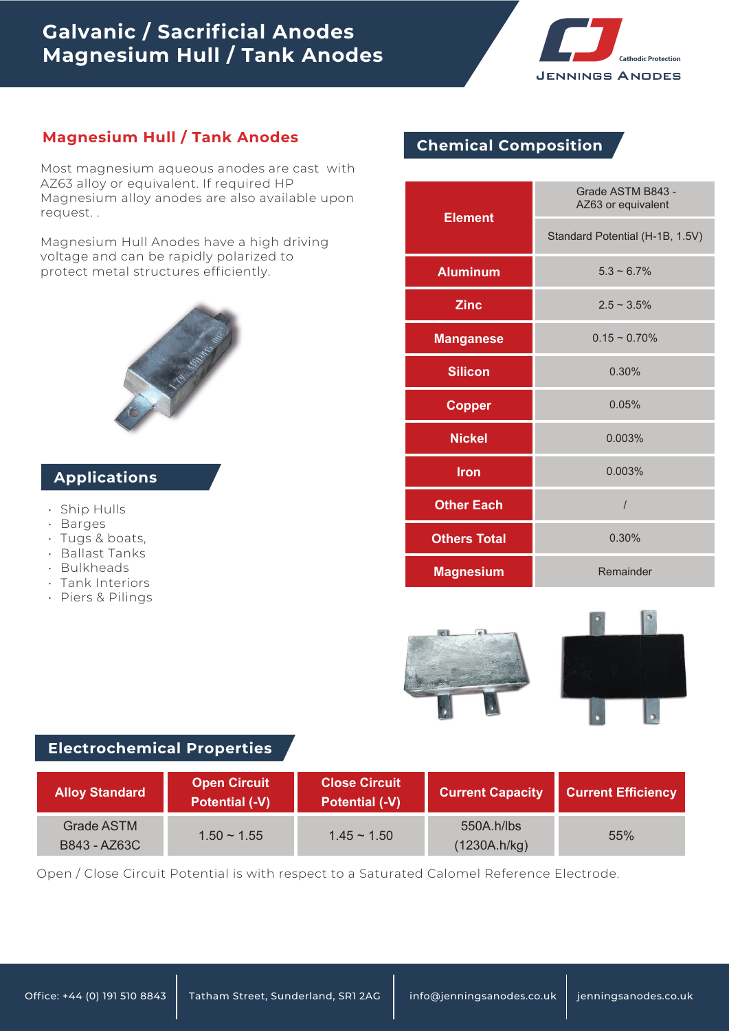# Galvanic / Sacrificial Anodes Magnesium Hull / Tank Anodes

Cathodic Protection

JENNINGS ANODES

## Magnesium Hull / Tank Anodes

Most magnesium aqueous anodes are cast with AZ63 alloy or equivalent. If required HP Magnesium alloy anodes are also available upon request. .

Magnesium Hull Anodes have a high driving voltage and can be rapidly polarized to protect metal structures efficiently.

## Applications

- Ship Hulls
- Barges
- Tugs & boats,
- Ballast Tanks
- Bulkheads
- Tank Interiors
- Piers & Pilings

## Chemical Composition

| Element | Grade ASTM B843 - AZ63 or equivalent |
|---|---|
| | Standard Potential (H-1B, 1.5V) |
| Aluminum | 5.3 ~ 6.7% |
| Zinc | 2.5 ~ 3.5% |
| Manganese | 0.15 ~ 0.70% |
| Silicon | 0.30% |
| Copper | 0.05% |
| Nickel | 0.003% |
| Iron | 0.003% |
| Other Each | / |
| Others Total | 0.30% |
| Magnesium | Remainder |

## Electrochemical Properties

| Alloy Standard | Open Circuit Potential (-V) | Close Circuit Potential (-V) | Current Capacity | Current Efficiency |
|---|---|---|---|---|
| Grade ASTM B843 - AZ63C | 1.50 ~ 1.55 | 1.45 ~ 1.50 | 550A.h/lbs (1230A.h/kg) | 55% |

Open / Close Circuit Potential is with respect to a Saturated Calomel Reference Electrode.

Office: +44 (0) 191 510 8843 | Tatham Street, Sunderland, SR1 2AG | info@jenningsanodes.co.uk | jenningsanodes.co.uk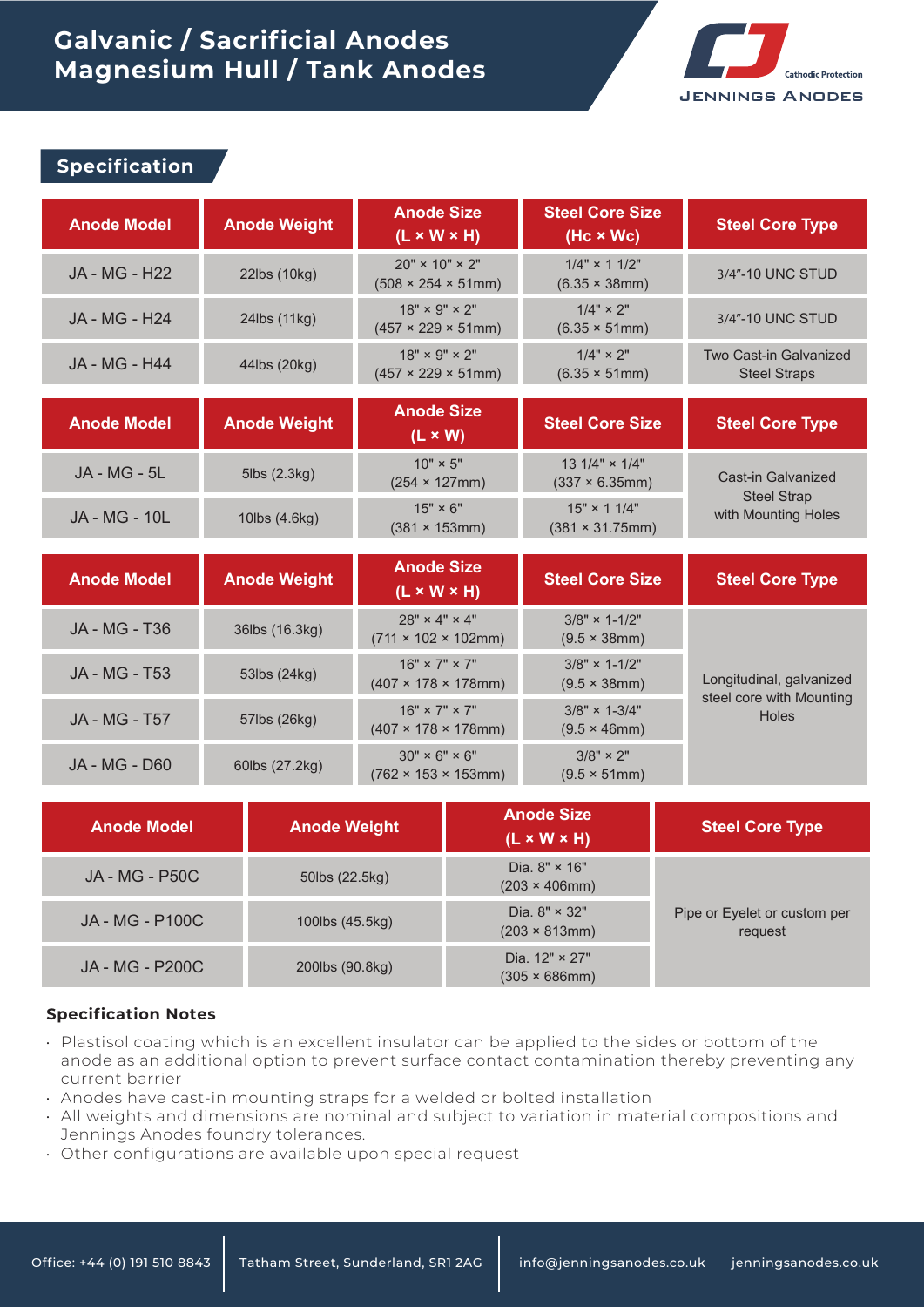# Galvanic / Sacrificial Anodes Magnesium Hull / Tank Anodes

## Specification

| Anode Model | Anode Weight | Anode Size (L × W × H) | Steel Core Size (Hc × Wc) | Steel Core Type |
|---|---|---|---|---|
| JA - MG - H22 | 22lbs (10kg) | 20" × 10" × 2" (508 × 254 × 51mm) | 1/4" × 1 1/2" (6.35 × 38mm) | 3/4"-10 UNC STUD |
| JA - MG - H24 | 24lbs (11kg) | 18" × 9" × 2" (457 × 229 × 51mm) | 1/4" × 2" (6.35 × 51mm) | 3/4"-10 UNC STUD |
| JA - MG - H44 | 44lbs (20kg) | 18" × 9" × 2" (457 × 229 × 51mm) | 1/4" × 2" (6.35 × 51mm) | Two Cast-in Galvanized Steel Straps |

| Anode Model | Anode Weight | Anode Size (L × W) | Steel Core Size | Steel Core Type |
|---|---|---|---|---|
| JA - MG - 5L | 5lbs (2.3kg) | 10" × 5" (254 × 127mm) | 13 1/4" × 1/4" (337 × 6.35mm) | Cast-in Galvanized Steel Strap with Mounting Holes |
| JA - MG - 10L | 10lbs (4.6kg) | 15" × 6" (381 × 153mm) | 15" × 1 1/4" (381 × 31.75mm) | |

| Anode Model | Anode Weight | Anode Size (L × W × H) | Steel Core Size | Steel Core Type |
|---|---|---|---|---|
| JA - MG - T36 | 36lbs (16.3kg) | 28" × 4" × 4" (711 × 102 × 102mm) | 3/8" × 1-1/2" (9.5 × 38mm) | Longitudinal, galvanized steel core with Mounting Holes |
| JA - MG - T53 | 53lbs (24kg) | 16" × 7" × 7" (407 × 178 × 178mm) | 3/8" × 1-1/2" (9.5 × 38mm) | |
| JA - MG - T57 | 57lbs (26kg) | 16" × 7" × 7" (407 × 178 × 178mm) | 3/8" × 1-3/4" (9.5 × 46mm) | |
| JA - MG - D60 | 60lbs (27.2kg) | 30" × 6" × 6" (762 × 153 × 153mm) | 3/8" × 2" (9.5 × 51mm) | |

| Anode Model | Anode Weight | Anode Size (L × W × H) | Steel Core Type |
|---|---|---|---|
| JA - MG - P50C | 50lbs (22.5kg) | Dia. 8" × 16" (203 × 406mm) | Pipe or Eyelet or custom per request |
| JA - MG - P100C | 100lbs (45.5kg) | Dia. 8" × 32" (203 × 813mm) | |
| JA - MG - P200C | 200lbs (90.8kg) | Dia. 12" × 27" (305 × 686mm) | |

### Specification Notes

- Plastisol coating which is an excellent insulator can be applied to the sides or bottom of the anode as an additional option to prevent surface contact contamination thereby preventing any current barrier
- Anodes have cast-in mounting straps for a welded or bolted installation
- All weights and dimensions are nominal and subject to variation in material compositions and Jennings Anodes foundry tolerances.
- Other configurations are available upon special request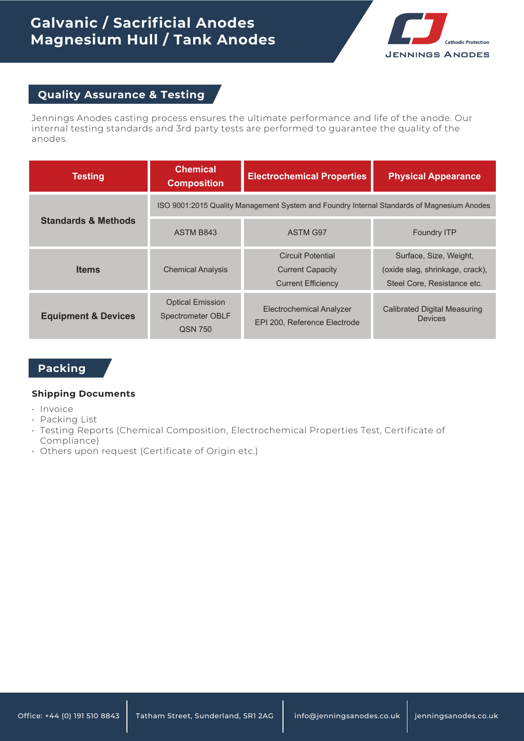# Galvanic / Sacrificial Anodes Magnesium Hull / Tank Anodes

## Quality Assurance & Testing

Jennings Anodes casting process ensures the ultimate performance and life of the anode. Our internal testing standards and 3rd party tests are performed to guarantee the quality of the anodes.

| Testing | Chemical Composition | Electrochemical Properties | Physical Appearance |
|---|---|---|---|
| Standards & Methods | ISO 9001:2015 Quality Management System and Foundry Internal Standards of Magnesium Anodes | | |
| | ASTM B843 | ASTM G97 | Foundry ITP |
| Items | Chemical Analysis | Circuit Potential<br>Current Capacity<br>Current Efficiency | Surface, Size, Weight, (oxide slag, shrinkage, crack), Steel Core, Resistance etc. |
| Equipment & Devices | Optical Emission Spectrometer OBLF QSN 750 | Electrochemical Analyzer EPI 200, Reference Electrode | Calibrated Digital Measuring Devices |

## Packing

### Shipping Documents

- Invoice
- Packing List
- Testing Reports (Chemical Composition, Electrochemical Properties Test, Certificate of Compliance)
- Others upon request (Certificate of Origin etc.)